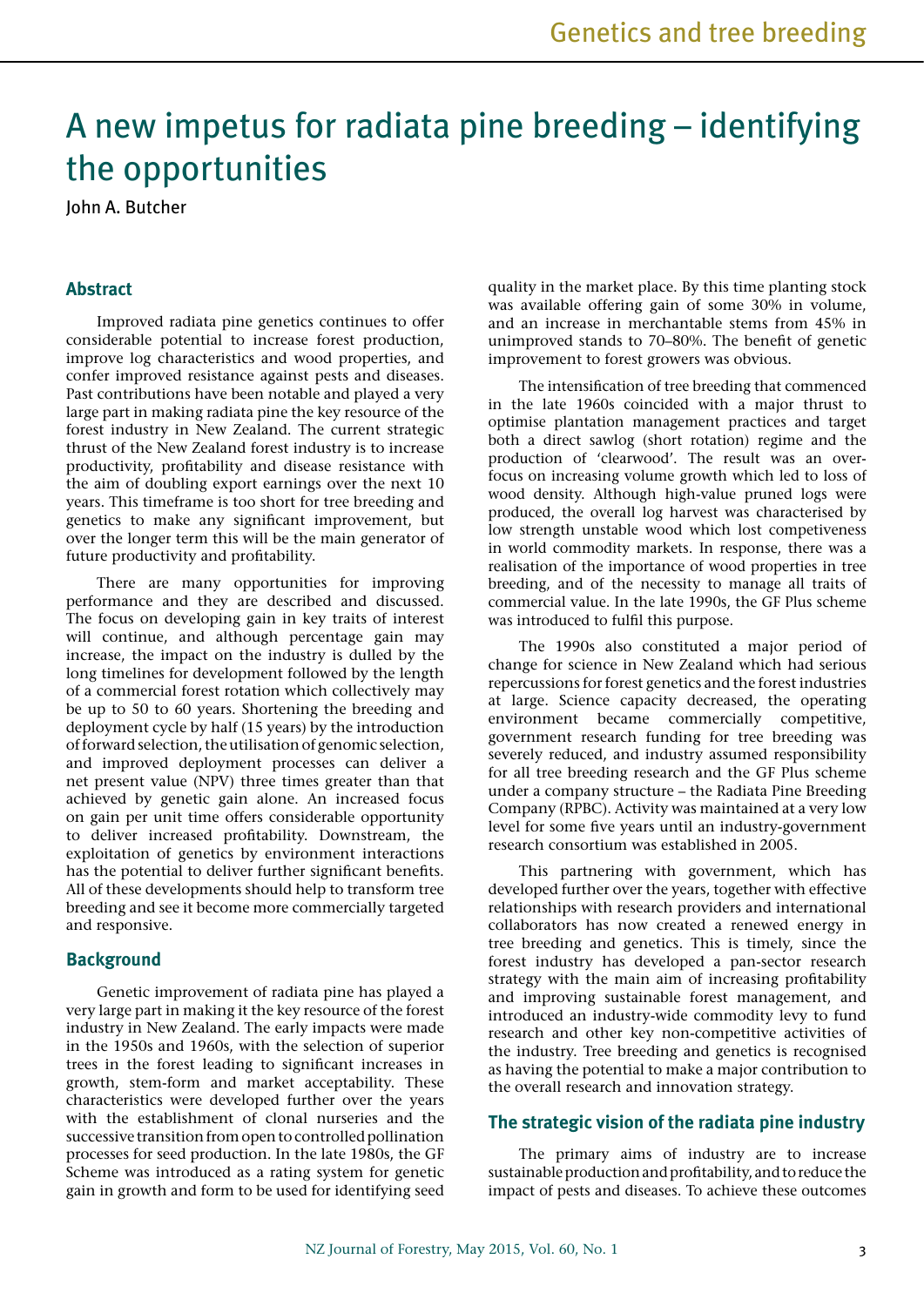# A new impetus for radiata pine breeding – identifying the opportunities

John A. Butcher

## Abstract

Improved radiata pine genetics continues to offer considerable potential to increase forest production, improve log characteristics and wood properties, and confer improved resistance against pests and diseases. Past contributions have been notable and played a very large part in making radiata pine the key resource of the forest industry in New Zealand. The current strategic thrust of the New Zealand forest industry is to increase productivity, profitability and disease resistance with the aim of doubling export earnings over the next 10 years. This timeframe is too short for tree breeding and genetics to make any significant improvement, but over the longer term this will be the main generator of future productivity and profitability.

There are many opportunities for improving performance and they are described and discussed. The focus on developing gain in key traits of interest will continue, and although percentage gain may increase, the impact on the industry is dulled by the long timelines for development followed by the length of a commercial forest rotation which collectively may be up to 50 to 60 years. Shortening the breeding and deployment cycle by half (15 years) by the introduction of forward selection, the utilisation of genomic selection, and improved deployment processes can deliver a net present value (NPV) three times greater than that achieved by genetic gain alone. An increased focus on gain per unit time offers considerable opportunity to deliver increased profitability. Downstream, the exploitation of genetics by environment interactions has the potential to deliver further significant benefits. All of these developments should help to transform tree breeding and see it become more commercially targeted and responsive.

## Background

Genetic improvement of radiata pine has played a very large part in making it the key resource of the forest industry in New Zealand. The early impacts were made in the 1950s and 1960s, with the selection of superior trees in the forest leading to significant increases in growth, stem-form and market acceptability. These characteristics were developed further over the years with the establishment of clonal nurseries and the successive transition from open to controlled pollination processes for seed production. In the late 1980s, the GF Scheme was introduced as a rating system for genetic gain in growth and form to be used for identifying seed quality in the market place. By this time planting stock was available offering gain of some 30% in volume, and an increase in merchantable stems from 45% in unimproved stands to 70–80%. The benefit of genetic improvement to forest growers was obvious.

The intensification of tree breeding that commenced in the late 1960s coincided with a major thrust to optimise plantation management practices and target both a direct sawlog (short rotation) regime and the production of 'clearwood'. The result was an over-focus on increasing volume growth which led to loss of wood density. Although high-value pruned logs were produced, the overall log harvest was characterised by low strength unstable wood which lost competitiveness in world commodity markets. In response, there was a realisation of the importance of wood properties in tree breeding, and of the necessity to manage all traits of commercial value. In the late 1990s, the GF Plus scheme was introduced to fulfil this purpose.

The 1990s also constituted a major period of change for science in New Zealand which had serious repercussions for forest genetics and the forest industries at large. Science capacity decreased, the operating environment became commercially competitive, government research funding for tree breeding was severely reduced, and industry assumed responsibility for all tree breeding research and the GF Plus scheme under a company structure – the Radiata Pine Breeding Company (RPBC). Activity was maintained at a very low level for some five years until an industry-government research consortium was established in 2005.

This partnering with government, which has developed further over the years, together with effective relationships with research providers and international collaborators has now created a renewed energy in tree breeding and genetics. This is timely, since the forest industry has developed a pan-sector research strategy with the main aim of increasing profitability and improving sustainable forest management, and introduced an industry-wide commodity levy to fund research and other key non-competitive activities of the industry. Tree breeding and genetics is recognised as having the potential to make a major contribution to the overall research and innovation strategy.

## The strategic vision of the radiata pine industry

The primary aims of industry are to increase sustainable production and profitability, and to reduce the impact of pests and diseases. To achieve these outcomes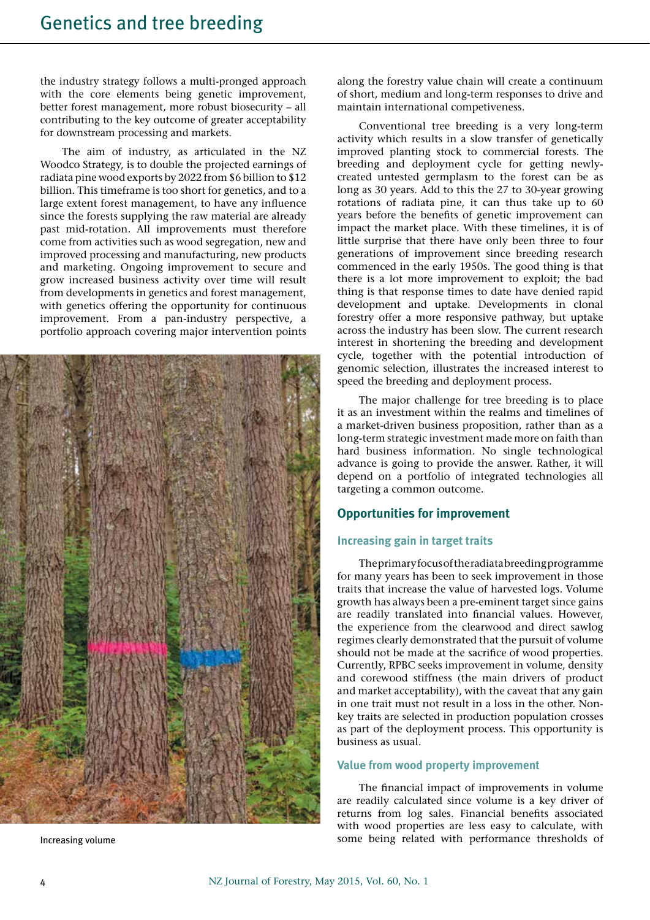the industry strategy follows a multi-pronged approach with the core elements being genetic improvement, better forest management, more robust biosecurity – all contributing to the key outcome of greater acceptability for downstream processing and markets.

The aim of industry, as articulated in the NZ Woodco Strategy, is to double the projected earnings of radiata pine wood exports by 2022 from $6 billion to $12 billion. This timeframe is too short for genetics, and to a large extent forest management, to have any influence since the forests supplying the raw material are already past mid-rotation. All improvements must therefore come from activities such as wood segregation, new and improved processing and manufacturing, new products and marketing. Ongoing improvement to secure and grow increased business activity over time will result from developments in genetics and forest management, with genetics offering the opportunity for continuous improvement. From a pan-industry perspective, a portfolio approach covering major intervention points along the forestry value chain will create a continuum of short, medium and long-term responses to drive and maintain international competiveness.

Increasing volume

Conventional tree breeding is a very long-term activity which results in a slow transfer of genetically improved planting stock to commercial forests. The breeding and deployment cycle for getting newly-created untested germplasm to the forest can be as long as 30 years. Add to this the 27 to 30-year growing rotations of radiata pine, it can thus take up to 60 years before the benefits of genetic improvement can impact the market place. With these timelines, it is of little surprise that there have only been three to four generations of improvement since breeding research commenced in the early 1950s. The good thing is that there is a lot more improvement to exploit; the bad thing is that response times to date have denied rapid development and uptake. Developments in clonal forestry offer a more responsive pathway, but uptake across the industry has been slow. The current research interest in shortening the breeding and development cycle, together with the potential introduction of genomic selection, illustrates the increased interest to speed the breeding and deployment process.

The major challenge for tree breeding is to place it as an investment within the realms and timelines of a market-driven business proposition, rather than as a long-term strategic investment made more on faith than hard business information. No single technological advance is going to provide the answer. Rather, it will depend on a portfolio of integrated technologies all targeting a common outcome.

## Opportunities for improvement

### Increasing gain in target traits

The primary focus of the radiata breeding programme for many years has been to seek improvement in those traits that increase the value of harvested logs. Volume growth has always been a pre-eminent target since gains are readily translated into financial values. However, the experience from the clearwood and direct sawlog regimes clearly demonstrated that the pursuit of volume should not be made at the sacrifice of wood properties. Currently, RPBC seeks improvement in volume, density and corewood stiffness (the main drivers of product and market acceptability), with the caveat that any gain in one trait must not result in a loss in the other. Non-key traits are selected in production population crosses as part of the deployment process. This opportunity is business as usual.

### Value from wood property improvement

The financial impact of improvements in volume are readily calculated since volume is a key driver of returns from log sales. Financial benefits associated with wood properties are less easy to calculate, with some being related with performance thresholds of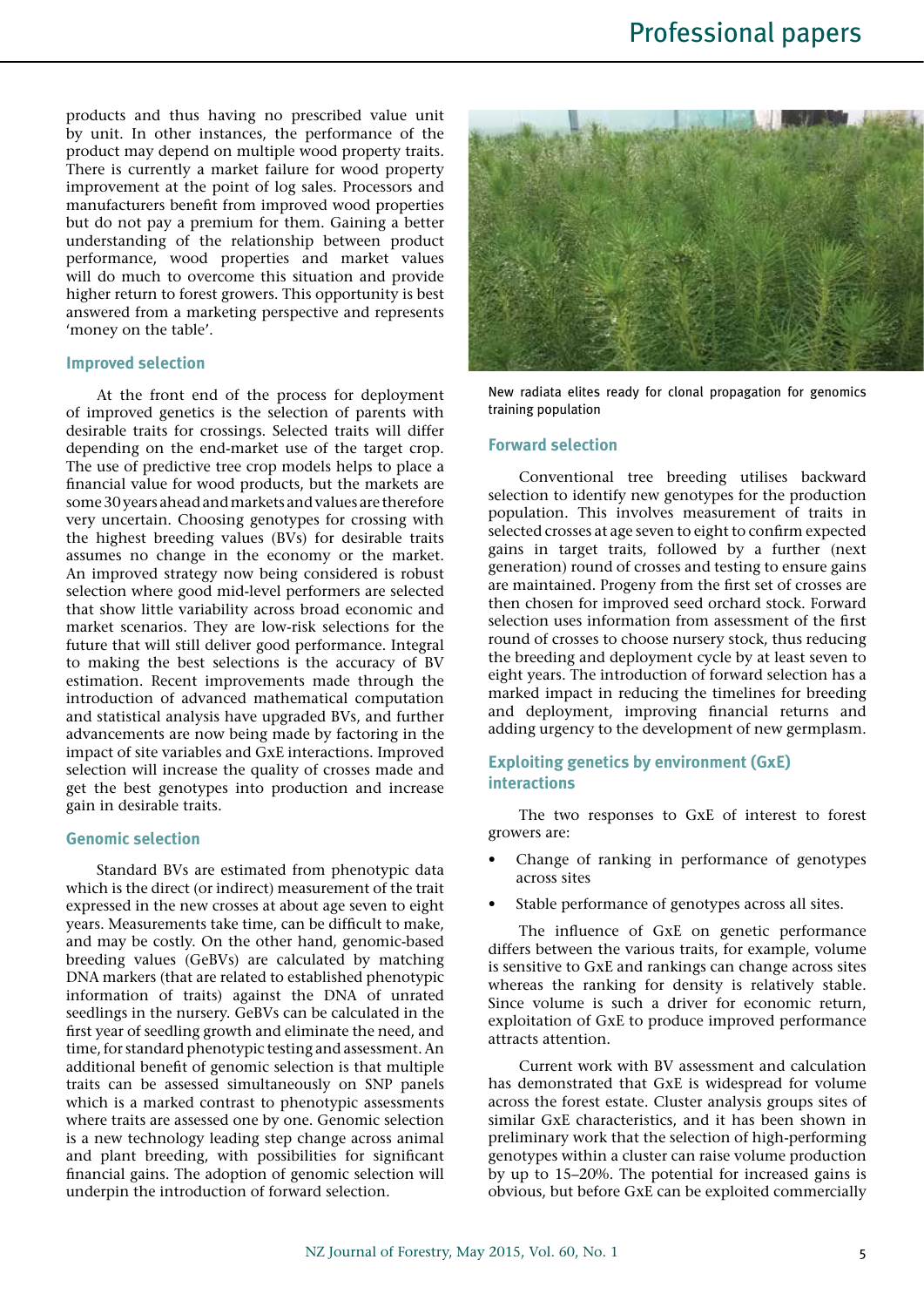products and thus having no prescribed value unit by unit. In other instances, the performance of the product may depend on multiple wood property traits. There is currently a market failure for wood property improvement at the point of log sales. Processors and manufacturers benefit from improved wood properties but do not pay a premium for them. Gaining a better understanding of the relationship between product performance, wood properties and market values will do much to overcome this situation and provide higher return to forest growers. This opportunity is best answered from a marketing perspective and represents 'money on the table'.

## Improved selection

At the front end of the process for deployment of improved genetics is the selection of parents with desirable traits for crossings. Selected traits will differ depending on the end-market use of the target crop. The use of predictive tree crop models helps to place a financial value for wood products, but the markets are some 30 years ahead and markets and values are therefore very uncertain. Choosing genotypes for crossing with the highest breeding values (BVs) for desirable traits assumes no change in the economy or the market. An improved strategy now being considered is robust selection where good mid-level performers are selected that show little variability across broad economic and market scenarios. They are low-risk selections for the future that will still deliver good performance. Integral to making the best selections is the accuracy of BV estimation. Recent improvements made through the introduction of advanced mathematical computation and statistical analysis have upgraded BVs, and further advancements are now being made by factoring in the impact of site variables and GxE interactions. Improved selection will increase the quality of crosses made and get the best genotypes into production and increase gain in desirable traits.

## Genomic selection

Standard BVs are estimated from phenotypic data which is the direct (or indirect) measurement of the trait expressed in the new crosses at about age seven to eight years. Measurements take time, can be difficult to make, and may be costly. On the other hand, genomic-based breeding values (GeBVs) are calculated by matching DNA markers (that are related to established phenotypic information of traits) against the DNA of unrated seedlings in the nursery. GeBVs can be calculated in the first year of seedling growth and eliminate the need, and time, for standard phenotypic testing and assessment. An additional benefit of genomic selection is that multiple traits can be assessed simultaneously on SNP panels which is a marked contrast to phenotypic assessments where traits are assessed one by one. Genomic selection is a new technology leading step change across animal and plant breeding, with possibilities for significant financial gains. The adoption of genomic selection will underpin the introduction of forward selection.

New radiata elites ready for clonal propagation for genomics training population

## Forward selection

Conventional tree breeding utilises backward selection to identify new genotypes for the production population. This involves measurement of traits in selected crosses at age seven to eight to confirm expected gains in target traits, followed by a further (next generation) round of crosses and testing to ensure gains are maintained. Progeny from the first set of crosses are then chosen for improved seed orchard stock. Forward selection uses information from assessment of the first round of crosses to choose nursery stock, thus reducing the breeding and deployment cycle by at least seven to eight years. The introduction of forward selection has a marked impact in reducing the timelines for breeding and deployment, improving financial returns and adding urgency to the development of new germplasm.

## Exploiting genetics by environment (GxE) interactions

The two responses to GxE of interest to forest growers are:

- Change of ranking in performance of genotypes across sites
- Stable performance of genotypes across all sites.

The influence of GxE on genetic performance differs between the various traits, for example, volume is sensitive to GxE and rankings can change across sites whereas the ranking for density is relatively stable. Since volume is such a driver for economic return, exploitation of GxE to produce improved performance attracts attention.

Current work with BV assessment and calculation has demonstrated that GxE is widespread for volume across the forest estate. Cluster analysis groups sites of similar GxE characteristics, and it has been shown in preliminary work that the selection of high-performing genotypes within a cluster can raise volume production by up to 15–20%. The potential for increased gains is obvious, but before GxE can be exploited commercially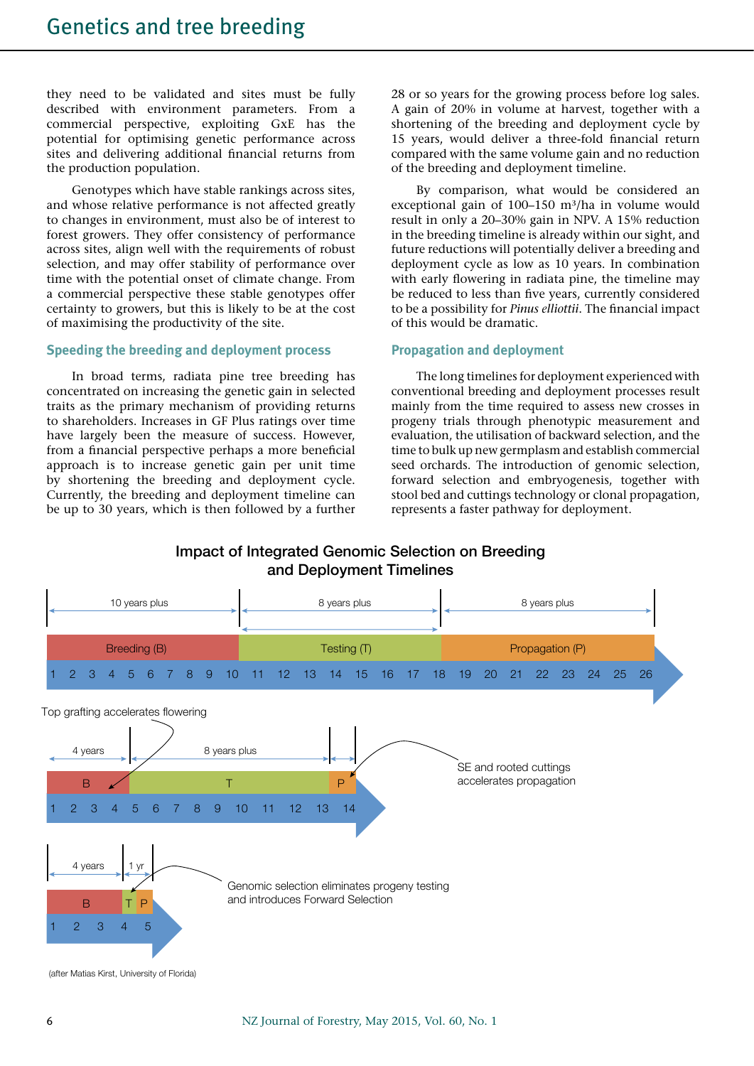they need to be validated and sites must be fully described with environment parameters. From a commercial perspective, exploiting GxE has the potential for optimising genetic performance across sites and delivering additional financial returns from the production population.

Genotypes which have stable rankings across sites, and whose relative performance is not affected greatly to changes in environment, must also be of interest to forest growers. They offer consistency of performance across sites, align well with the requirements of robust selection, and may offer stability of performance over time with the potential onset of climate change. From a commercial perspective these stable genotypes offer certainty to growers, but this is likely to be at the cost of maximising the productivity of the site.

## Speeding the breeding and deployment process

In broad terms, radiata pine tree breeding has concentrated on increasing the genetic gain in selected traits as the primary mechanism of providing returns to shareholders. Increases in GF Plus ratings over time have largely been the measure of success. However, from a financial perspective perhaps a more beneficial approach is to increase genetic gain per unit time by shortening the breeding and deployment cycle. Currently, the breeding and deployment timeline can be up to 30 years, which is then followed by a further 28 or so years for the growing process before log sales. A gain of 20% in volume at harvest, together with a shortening of the breeding and deployment cycle by 15 years, would deliver a three-fold financial return compared with the same volume gain and no reduction of the breeding and deployment timeline.

By comparison, what would be considered an exceptional gain of 100–150 m³/ha in volume would result in only a 20–30% gain in NPV. A 15% reduction in the breeding timeline is already within our sight, and future reductions will potentially deliver a breeding and deployment cycle as low as 10 years. In combination with early flowering in radiata pine, the timeline may be reduced to less than five years, currently considered to be a possibility for *Pinus elliottii*. The financial impact of this would be dramatic.

## Propagation and deployment

The long timelines for deployment experienced with conventional breeding and deployment processes result mainly from the time required to assess new crosses in progeny trials through phenotypic measurement and evaluation, the utilisation of backward selection, and the time to bulk up new germplasm and establish commercial seed orchards. The introduction of genomic selection, forward selection and embryogenesis, together with stool bed and cuttings technology or clonal propagation, represents a faster pathway for deployment.

**Impact of Integrated Genomic Selection on Breeding and Deployment Timelines**

Conventional: Breeding (B) 10 years plus (years 1–10) → Testing (T) 8 years plus (years 11–18) → Propagation (P) 8 years plus (years 19–26)

Top grafting accelerates flowering: B 4 years (years 1–4) → T 8 years plus (years 5–13) → P (year 14). SE and rooted cuttings accelerates propagation.

Genomic selection eliminates progeny testing and introduces Forward Selection: B 4 years (years 1–4) → T, P 1 yr (year 5).

(after Matias Kirst, University of Florida)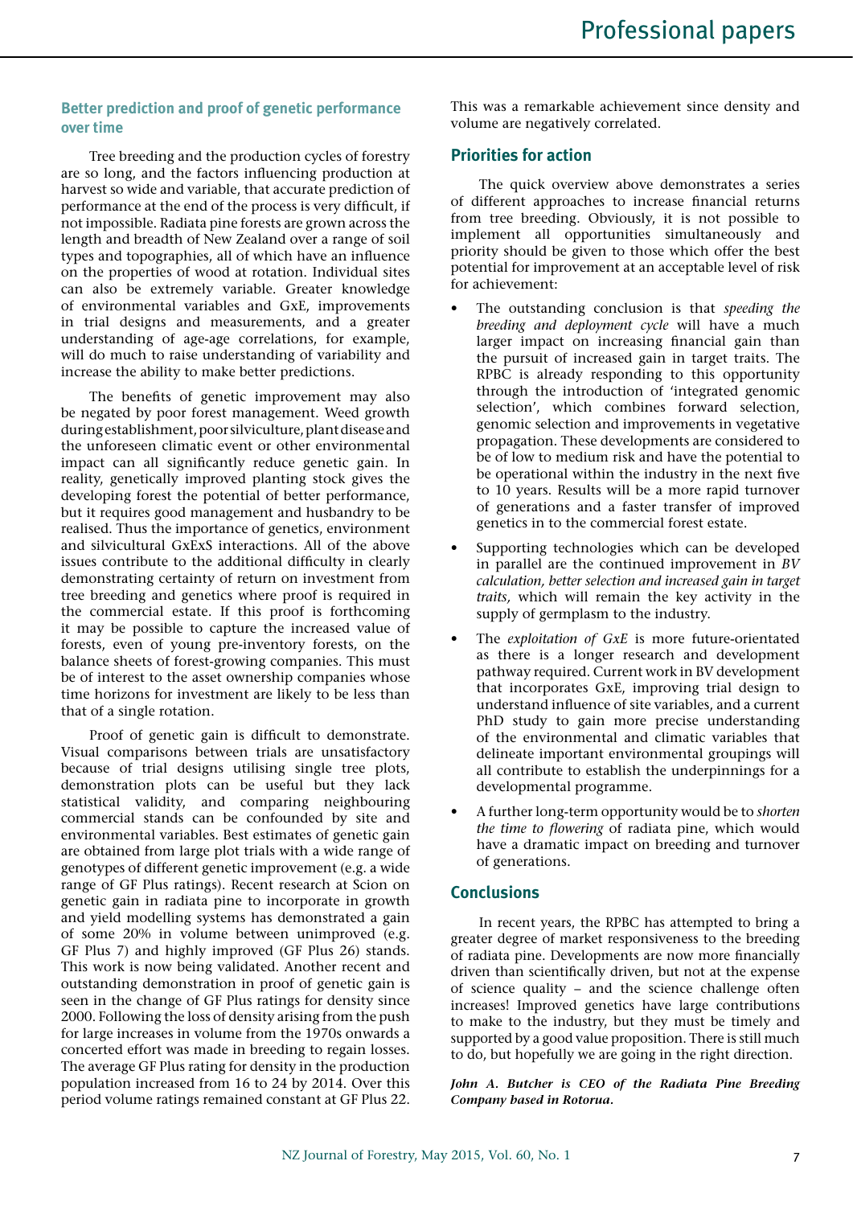### Better prediction and proof of genetic performance over time

Tree breeding and the production cycles of forestry are so long, and the factors influencing production at harvest so wide and variable, that accurate prediction of performance at the end of the process is very difficult, if not impossible. Radiata pine forests are grown across the length and breadth of New Zealand over a range of soil types and topographies, all of which have an influence on the properties of wood at rotation. Individual sites can also be extremely variable. Greater knowledge of environmental variables and GxE, improvements in trial designs and measurements, and a greater understanding of age-age correlations, for example, will do much to raise understanding of variability and increase the ability to make better predictions.

The benefits of genetic improvement may also be negated by poor forest management. Weed growth during establishment, poor silviculture, plant disease and the unforeseen climatic event or other environmental impact can all significantly reduce genetic gain. In reality, genetically improved planting stock gives the developing forest the potential of better performance, but it requires good management and husbandry to be realised. Thus the importance of genetics, environment and silvicultural GxExS interactions. All of the above issues contribute to the additional difficulty in clearly demonstrating certainty of return on investment from tree breeding and genetics where proof is required in the commercial estate. If this proof is forthcoming it may be possible to capture the increased value of forests, even of young pre-inventory forests, on the balance sheets of forest-growing companies. This must be of interest to the asset ownership companies whose time horizons for investment are likely to be less than that of a single rotation.

Proof of genetic gain is difficult to demonstrate. Visual comparisons between trials are unsatisfactory because of trial designs utilising single tree plots, demonstration plots can be useful but they lack statistical validity, and comparing neighbouring commercial stands can be confounded by site and environmental variables. Best estimates of genetic gain are obtained from large plot trials with a wide range of genotypes of different genetic improvement (e.g. a wide range of GF Plus ratings). Recent research at Scion on genetic gain in radiata pine to incorporate in growth and yield modelling systems has demonstrated a gain of some 20% in volume between unimproved (e.g. GF Plus 7) and highly improved (GF Plus 26) stands. This work is now being validated. Another recent and outstanding demonstration in proof of genetic gain is seen in the change of GF Plus ratings for density since 2000. Following the loss of density arising from the push for large increases in volume from the 1970s onwards a concerted effort was made in breeding to regain losses. The average GF Plus rating for density in the production population increased from 16 to 24 by 2014. Over this period volume ratings remained constant at GF Plus 22. This was a remarkable achievement since density and volume are negatively correlated.

## Priorities for action

The quick overview above demonstrates a series of different approaches to increase financial returns from tree breeding. Obviously, it is not possible to implement all opportunities simultaneously and priority should be given to those which offer the best potential for improvement at an acceptable level of risk for achievement:

- The outstanding conclusion is that *speeding the breeding and deployment cycle* will have a much larger impact on increasing financial gain than the pursuit of increased gain in target traits. The RPBC is already responding to this opportunity through the introduction of 'integrated genomic selection', which combines forward selection, genomic selection and improvements in vegetative propagation. These developments are considered to be of low to medium risk and have the potential to be operational within the industry in the next five to 10 years. Results will be a more rapid turnover of generations and a faster transfer of improved genetics in to the commercial forest estate.
- Supporting technologies which can be developed in parallel are the continued improvement in *BV calculation, better selection and increased gain in target traits,* which will remain the key activity in the supply of germplasm to the industry.
- The *exploitation of GxE* is more future-orientated as there is a longer research and development pathway required. Current work in BV development that incorporates GxE, improving trial design to understand influence of site variables, and a current PhD study to gain more precise understanding of the environmental and climatic variables that delineate important environmental groupings will all contribute to establish the underpinnings for a developmental programme.
- A further long-term opportunity would be to *shorten the time to flowering* of radiata pine, which would have a dramatic impact on breeding and turnover of generations.

## Conclusions

In recent years, the RPBC has attempted to bring a greater degree of market responsiveness to the breeding of radiata pine. Developments are now more financially driven than scientifically driven, but not at the expense of science quality – and the science challenge often increases! Improved genetics have large contributions to make to the industry, but they must be timely and supported by a good value proposition. There is still much to do, but hopefully we are going in the right direction.

***John A. Butcher is CEO of the Radiata Pine Breeding Company based in Rotorua.***